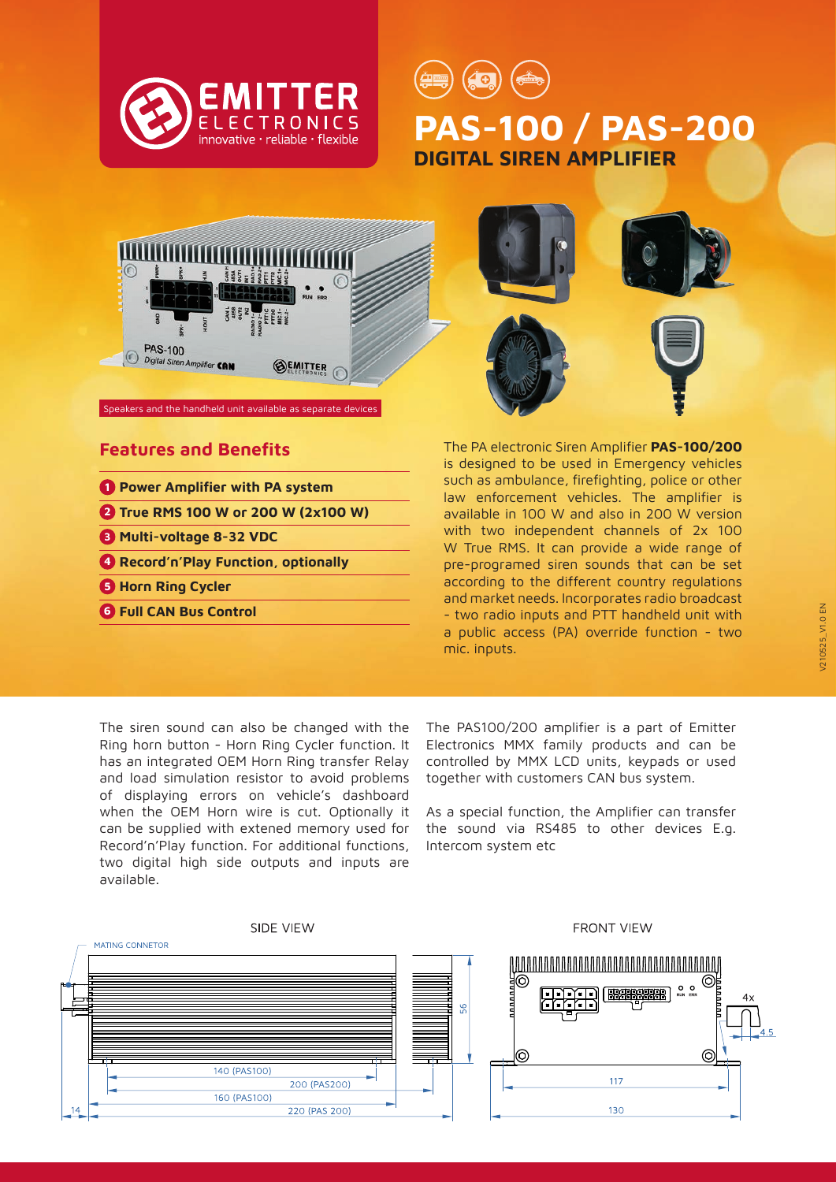# PAS-100 / PAS-200

## DIGITAL SIREN AMPLIFIER

Speakers and the handheld unit available as separate devices

## Features and Benefits

1. **Power Amplifier with PA system**
2. **True RMS 100 W or 200 W (2x100 W)**
3. **Multi-voltage 8-32 VDC**
4. **Record'n'Play Function, optionally**
5. **Horn Ring Cycler**
6. **Full CAN Bus Control**

The PA electronic Siren Amplifier **PAS-100/200** is designed to be used in Emergency vehicles such as ambulance, firefighting, police or other law enforcement vehicles. The amplifier is available in 100 W and also in 200 W version with two independent channels of 2x 100 W True RMS. It can provide a wide range of pre-programed siren sounds that can be set according to the different country regulations and market needs. Incorporates radio broadcast - two radio inputs and PTT handheld unit with a public access (PA) override function - two mic. inputs.

The siren sound can also be changed with the Ring horn button - Horn Ring Cycler function. It has an integrated OEM Horn Ring transfer Relay and load simulation resistor to avoid problems of displaying errors on vehicle's dashboard when the OEM Horn wire is cut. Optionally it can be supplied with extened memory used for Record'n'Play function. For additional functions, two digital high side outputs and inputs are available.

The PAS100/200 amplifier is a part of Emitter Electronics MMX family products and can be controlled by MMX LCD units, keypads or used together with customers CAN bus system.

As a special function, the Amplifier can transfer the sound via RS485 to other devices E.g. Intercom system etc

SIDE VIEW

MATING CONNETOR

56

140 (PAS100)

200 (PAS200)

160 (PAS100)

220 (PAS 200)

14

FRONT VIEW

4x

4.5

117

130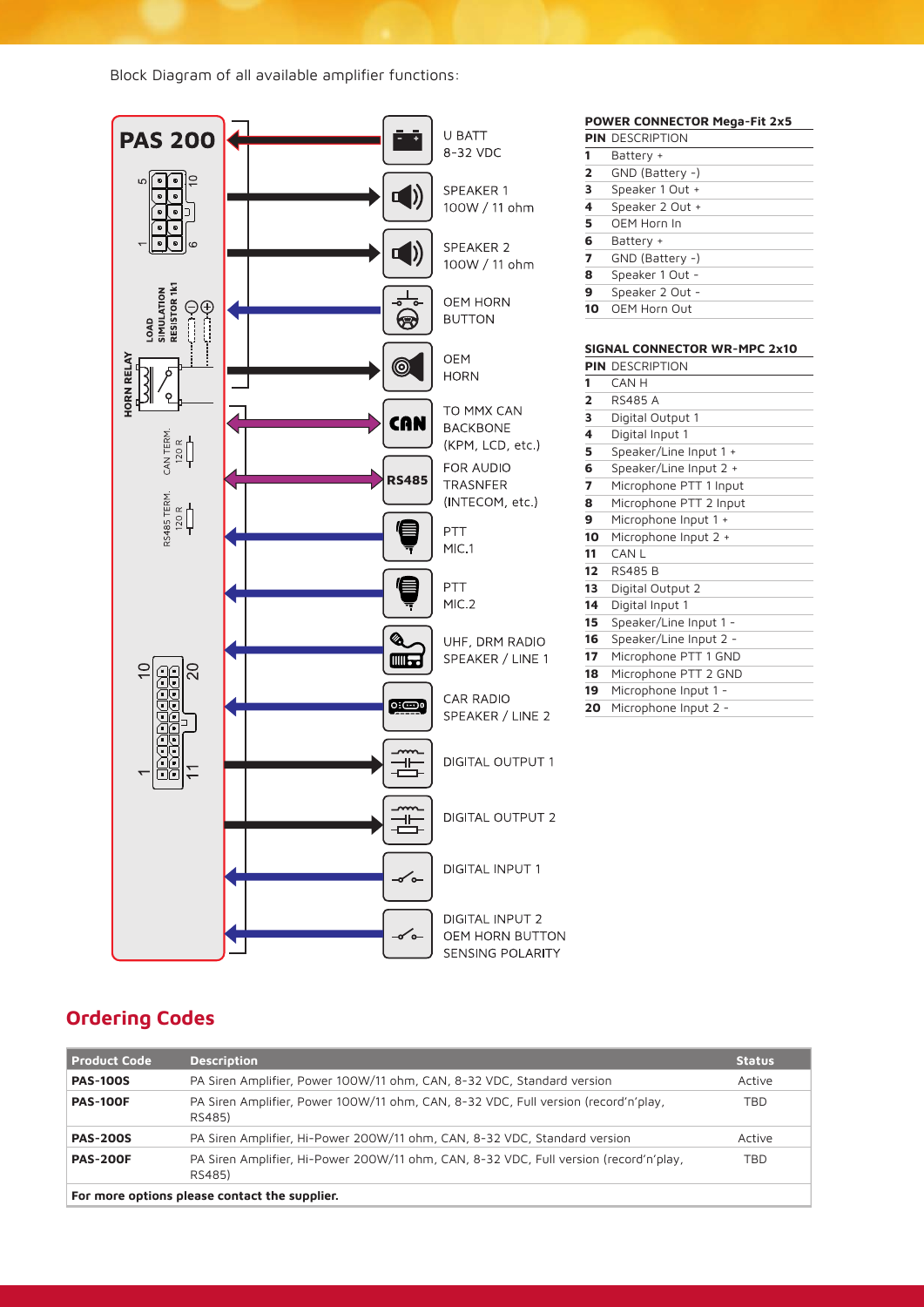Block Diagram of all available amplifier functions:

**PAS 200**

U BATT
8-32 VDC

SPEAKER 1
100W / 11 ohm

SPEAKER 2
100W / 11 ohm

OEM HORN
BUTTON

OEM
HORN

TO MMX CAN
BACKBONE
(KPM, LCD, etc.)

FOR AUDIO
TRASNFER
(INTECOM, etc.)

PTT
MIC.1

PTT
MIC.2

UHF, DRM RADIO
SPEAKER / LINE 1

CAR RADIO
SPEAKER / LINE 2

DIGITAL OUTPUT 1

DIGITAL OUTPUT 2

DIGITAL INPUT 1

DIGITAL INPUT 2
OEM HORN BUTTON
SENSING POLARITY

LOAD SIMULATION RESISTOR 1k1

HORN RELAY

CAN TERM. 120 R

RS485 TERM. 120 R

**POWER CONNECTOR Mega-Fit 2x5**

| PIN | DESCRIPTION |
|---|---|
| 1 | Battery + |
| 2 | GND (Battery -) |
| 3 | Speaker 1 Out + |
| 4 | Speaker 2 Out + |
| 5 | OEM Horn In |
| 6 | Battery + |
| 7 | GND (Battery -) |
| 8 | Speaker 1 Out - |
| 9 | Speaker 2 Out - |
| 10 | OEM Horn Out |

**SIGNAL CONNECTOR WR-MPC 2x10**

| PIN | DESCRIPTION |
|---|---|
| 1 | CAN H |
| 2 | RS485 A |
| 3 | Digital Output 1 |
| 4 | Digital Input 1 |
| 5 | Speaker/Line Input 1 + |
| 6 | Speaker/Line Input 2 + |
| 7 | Microphone PTT 1 Input |
| 8 | Microphone PTT 2 Input |
| 9 | Microphone Input 1 + |
| 10 | Microphone Input 2 + |
| 11 | CAN L |
| 12 | RS485 B |
| 13 | Digital Output 2 |
| 14 | Digital Input 1 |
| 15 | Speaker/Line Input 1 - |
| 16 | Speaker/Line Input 2 - |
| 17 | Microphone PTT 1 GND |
| 18 | Microphone PTT 2 GND |
| 19 | Microphone Input 1 - |
| 20 | Microphone Input 2 - |

## Ordering Codes

| Product Code | Description | Status |
|---|---|---|
| **PAS-100S** | PA Siren Amplifier, Power 100W/11 ohm, CAN, 8-32 VDC, Standard version | Active |
| **PAS-100F** | PA Siren Amplifier, Power 100W/11 ohm, CAN, 8-32 VDC, Full version (record'n'play, RS485) | TBD |
| **PAS-200S** | PA Siren Amplifier, Hi-Power 200W/11 ohm, CAN, 8-32 VDC, Standard version | Active |
| **PAS-200F** | PA Siren Amplifier, Hi-Power 200W/11 ohm, CAN, 8-32 VDC, Full version (record'n'play, RS485) | TBD |
| **For more options please contact the supplier.** | | |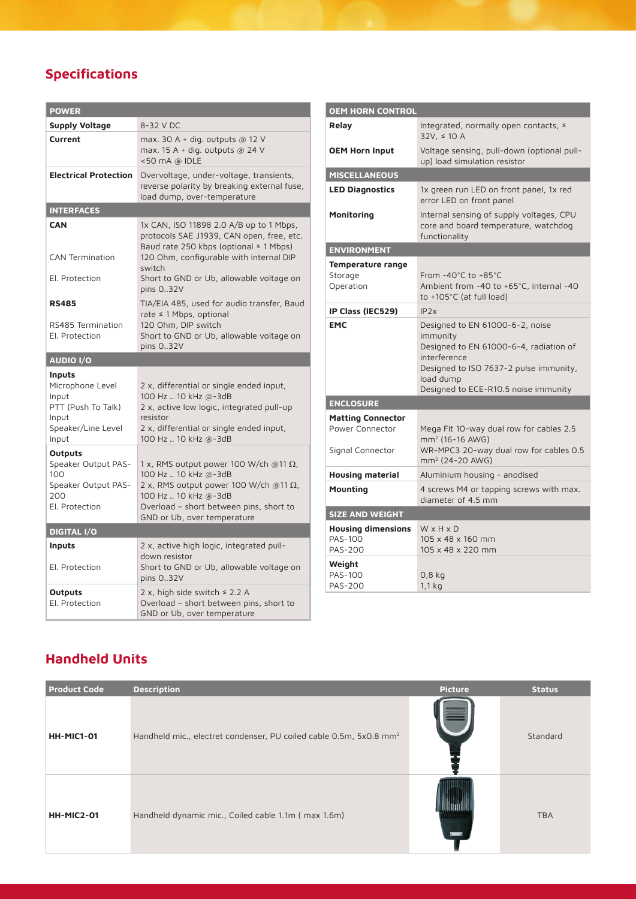## Specifications

| POWER | |
|---|---|
| **Supply Voltage** | 8-32 V DC |
| **Current** | max. 30 A + dig. outputs @ 12 V<br>max. 15 A + dig. outputs @ 24 V<br><50 mA @ IDLE |
| **Electrical Protection** | Overvoltage, under-voltage, transients, reverse polarity by breaking external fuse, load dump, over-temperature |
| **INTERFACES** | |
| **CAN** | 1x CAN, ISO 11898 2.0 A/B up to 1 Mbps, protocols SAE J1939, CAN open, free, etc. Baud rate 250 kbps (optional ≤ 1 Mbps) |
| CAN Termination | 120 Ohm, configurable with internal DIP switch |
| El. Protection | Short to GND or Ub, allowable voltage on pins 0..32V |
| **RS485** | TIA/EIA 485, used for audio transfer, Baud rate ≤ 1 Mbps, optional |
| RS485 Termination | 120 Ohm, DIP switch |
| El. Protection | Short to GND or Ub, allowable voltage on pins 0..32V |
| **AUDIO I/O** | |
| **Inputs** | |
| Microphone Level Input | 2 x, differential or single ended input, 100 Hz .. 10 kHz @-3dB |
| PTT (Push To Talk) Input | 2 x, active low logic, integrated pull-up resistor |
| Speaker/Line Level Input | 2 x, differential or single ended input, 100 Hz .. 10 kHz @-3dB |
| **Outputs** | |
| Speaker Output PAS-100 | 1 x, RMS output power 100 W/ch @11 Ω, 100 Hz .. 10 kHz @-3dB |
| Speaker Output PAS-200 | 2 x, RMS output power 100 W/ch @11 Ω, 100 Hz .. 10 kHz @-3dB |
| El. Protection | Overload – short between pins, short to GND or Ub, over temperature |
| **DIGITAL I/O** | |
| **Inputs** | 2 x, active high logic, integrated pull-down resistor |
| El. Protection | Short to GND or Ub, allowable voltage on pins 0..32V |
| **Outputs** | 2 x, high side switch ≤ 2.2 A |
| El. Protection | Overload – short between pins, short to GND or Ub, over temperature |

| OEM HORN CONTROL | |
|---|---|
| **Relay** | Integrated, normally open contacts, ≤ 32V, ≤ 10 A |
| **OEM Horn Input** | Voltage sensing, pull-down (optional pull-up) load simulation resistor |
| **MISCELLANEOUS** | |
| **LED Diagnostics** | 1x green run LED on front panel, 1x red error LED on front panel |
| **Monitoring** | Internal sensing of supply voltages, CPU core and board temperature, watchdog functionality |
| **ENVIRONMENT** | |
| **Temperature range** | |
| Storage | From -40°C to +85°C |
| Operation | Ambient from -40 to +65°C, internal -40 to +105°C (at full load) |
| **IP Class (IEC529)** | IP2x |
| **EMC** | Designed to EN 61000-6-2, noise immunity<br>Designed to EN 61000-6-4, radiation of interference<br>Designed to ISO 7637-2 pulse immunity, load dump<br>Designed to ECE-R10.5 noise immunity |
| **ENCLOSURE** | |
| **Matting Connector** | |
| Power Connector | Mega Fit 10-way dual row for cables 2.5 mm² (16-16 AWG) |
| Signal Connector | WR-MPC3 20-way dual row for cables 0.5 mm² (24-20 AWG) |
| **Housing material** | Aluminium housing - anodised |
| **Mounting** | 4 screws M4 or tapping screws with max. diameter of 4.5 mm |
| **SIZE AND WEIGHT** | |
| **Housing dimensions** | W x H x D |
| PAS-100 | 105 x 48 x 160 mm |
| PAS-200 | 105 x 48 x 220 mm |
| **Weight** | |
| PAS-100 | 0,8 kg |
| PAS-200 | 1,1 kg |

## Handheld Units

| Product Code | Description | Picture | Status |
|---|---|---|---|
| **HH-MIC1-01** | Handheld mic., electret condenser, PU coiled cable 0.5m, 5x0.8 mm² | | Standard |
| **HH-MIC2-01** | Handheld dynamic mic., Coiled cable 1.1m ( max 1.6m) | | TBA |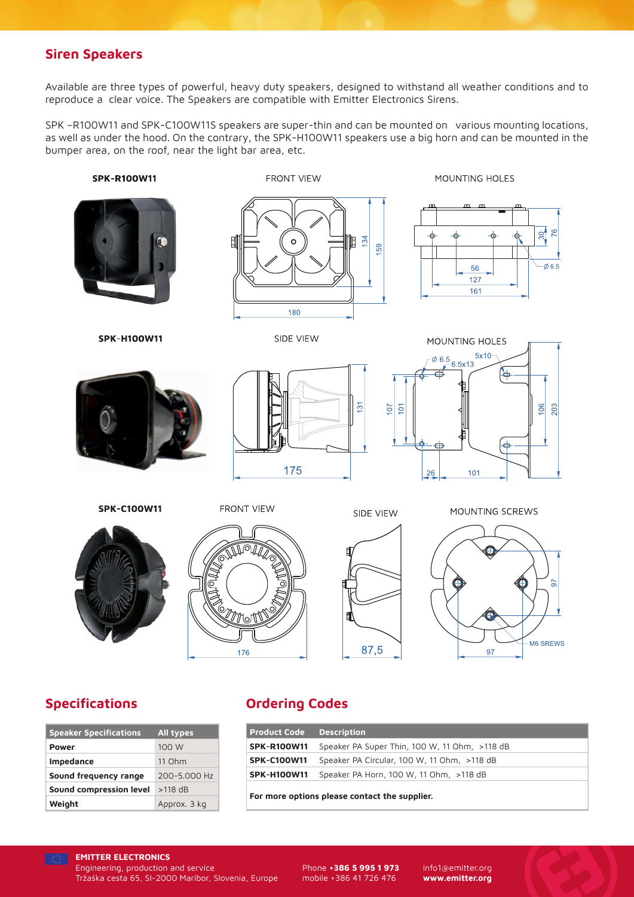## Siren Speakers

Available are three types of powerful, heavy duty speakers, designed to withstand all weather conditions and to reproduce a clear voice. The Speakers are compatible with Emitter Electronics Sirens.

SPK –R100W11 and SPK-C100W11S speakers are super-thin and can be mounted on various mounting locations, as well as under the hood. On the contrary, the SPK-H100W11 speakers use a big horn and can be mounted in the bumper area, on the roof, near the light bar area, etc.

**SPK-R100W11**

FRONT VIEW

180
134
159

MOUNTING HOLES

56
127
161
30
76
Ø 6.5

**SPK-H100W11**

SIDE VIEW

175
131

MOUNTING HOLES

Ø 6.5
6.5x13
5x10
107
101
106
203
26
101

**SPK-C100W11**

FRONT VIEW

176

SIDE VIEW

87,5

MOUNTING SCREWS

97
97
M6 SREWS

## Specifications

| Speaker Specifications | All types |
|---|---|
| **Power** | 100 W |
| **Impedance** | 11 Ohm |
| **Sound frequency range** | 200-5.000 Hz |
| **Sound compression level** | >118 dB |
| **Weight** | Approx. 3 kg |

## Ordering Codes

| Product Code | Description |
|---|---|
| **SPK-R100W11** | Speaker PA Super Thin, 100 W, 11 Ohm, >118 dB |
| **SPK-C100W11** | Speaker PA Circular, 100 W, 11 Ohm, >118 dB |
| **SPK-H100W11** | Speaker PA Horn, 100 W, 11 Ohm, >118 dB |

**For more options please contact the supplier.**

**EMITTER ELECTRONICS**
Engineering, production and service
Tržaška cesta 65, SI-2000 Maribor, Slovenia, Europe

Phone **+386 5 995 1 973**
mobile +386 41 726 476

info1@emitter.org
**www.emitter.org**